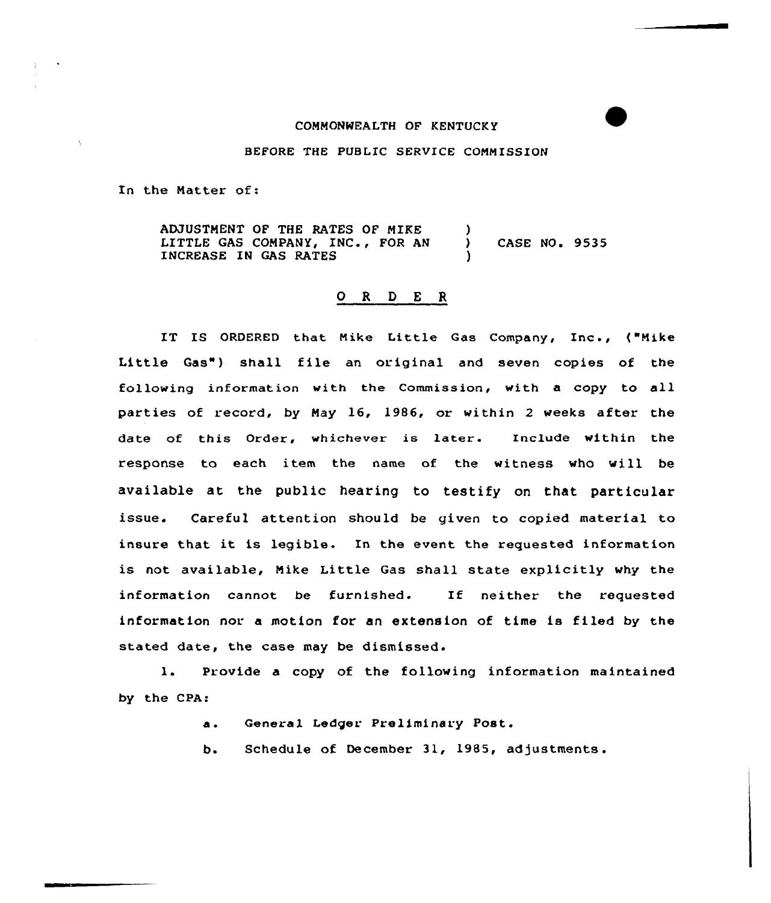COMMONWEALTH OF KENTUCKY

BEFORE THE PUBLIC SERVICE COMMISSION

In the Matter of:

ADJUSTMENT OF THE RATES OF MIKE LITTLE GAS COMPANY, INC., FOR AN INCREASE IN GAS RATES ) CASE NO. 9535

# ORDER

IT IS ORDERED that Mike Little Gas Company, Inc., ("Mike Little Gas") shall file an original and seven copies of the following information with the Commission, with a copy to all parties of record, by May 16, 1986, or within 2 weeks after the date of this Order, whichever is later. Include within the response to each item the name of the witness who will be available at the public hearing to testify on that particular issue. Careful attention should be given to copied material to insure that it is legible. In the event the requested information is not available, Mike Little Gas shall state explicitly why the information cannot be furnished. If neither the requested information nor a motion for an extension of time is filed by the stated date, the case may be dismissed.

1. Provide a copy of the following information maintained by the CPA:

   a. General Ledger Preliminary Post.

   b. Schedule of December 31, 1985, adjustments.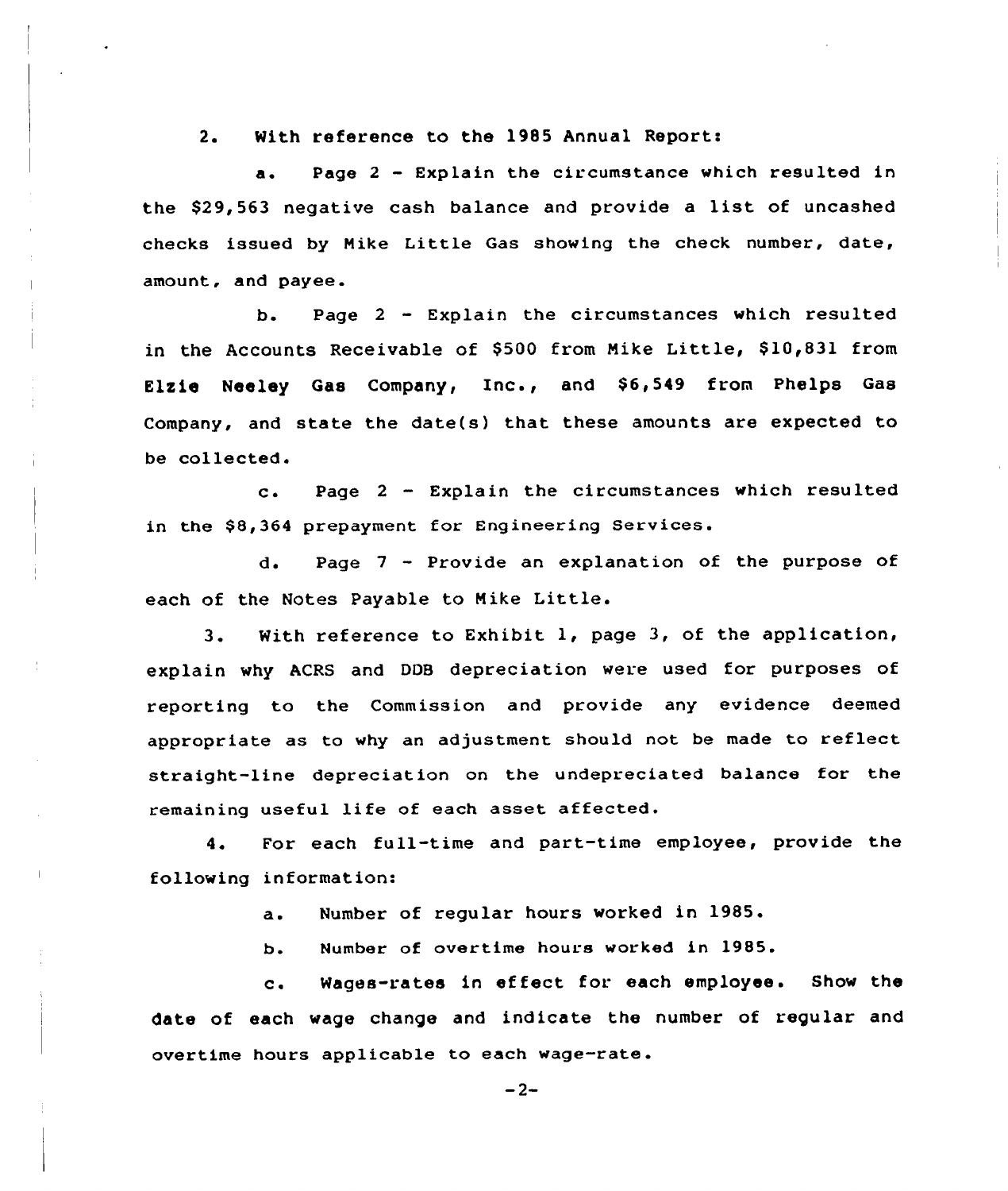2. With reference to the 1985 Annual Report:

a. Page 2 - Explain the circumstance which resulted in the $29,563 negative cash balance and provide a list of uncashed checks issued by Mike Little Gas showing the check number, date, amount, and payee.

b. Page 2 - Explain the circumstances which resulted in the Accounts Receivable of $500 from Mike Little, $10,831 from Elzie Neeley Gas Company, Inc., and $6,549 from Phelps Gas Company, and state the date(s) that these amounts are expected to be collected.

c. Page 2 - Explain the circumstances which resulted in the $8,364 prepayment for Engineering Services.

d. Page 7 - Provide an explanation of the purpose of each of the Notes Payable to Mike Little.

3. With reference to Exhibit 1, page 3, of the application, explain why ACRS and DDB depreciation were used for purposes of reporting to the Commission and provide any evidence deemed appropriate as to why an adjustment should not be made to reflect straight-line depreciation on the undepreciated balance for the remaining useful life of each asset affected.

4. For each full-time and part-time employee, provide the following information:

a. Number of regular hours worked in 1985.

b. Number of overtime hours worked in 1985.

c. Wages-rates in effect for each employee. Show the date of each wage change and indicate the number of regular and overtime hours applicable to each wage-rate.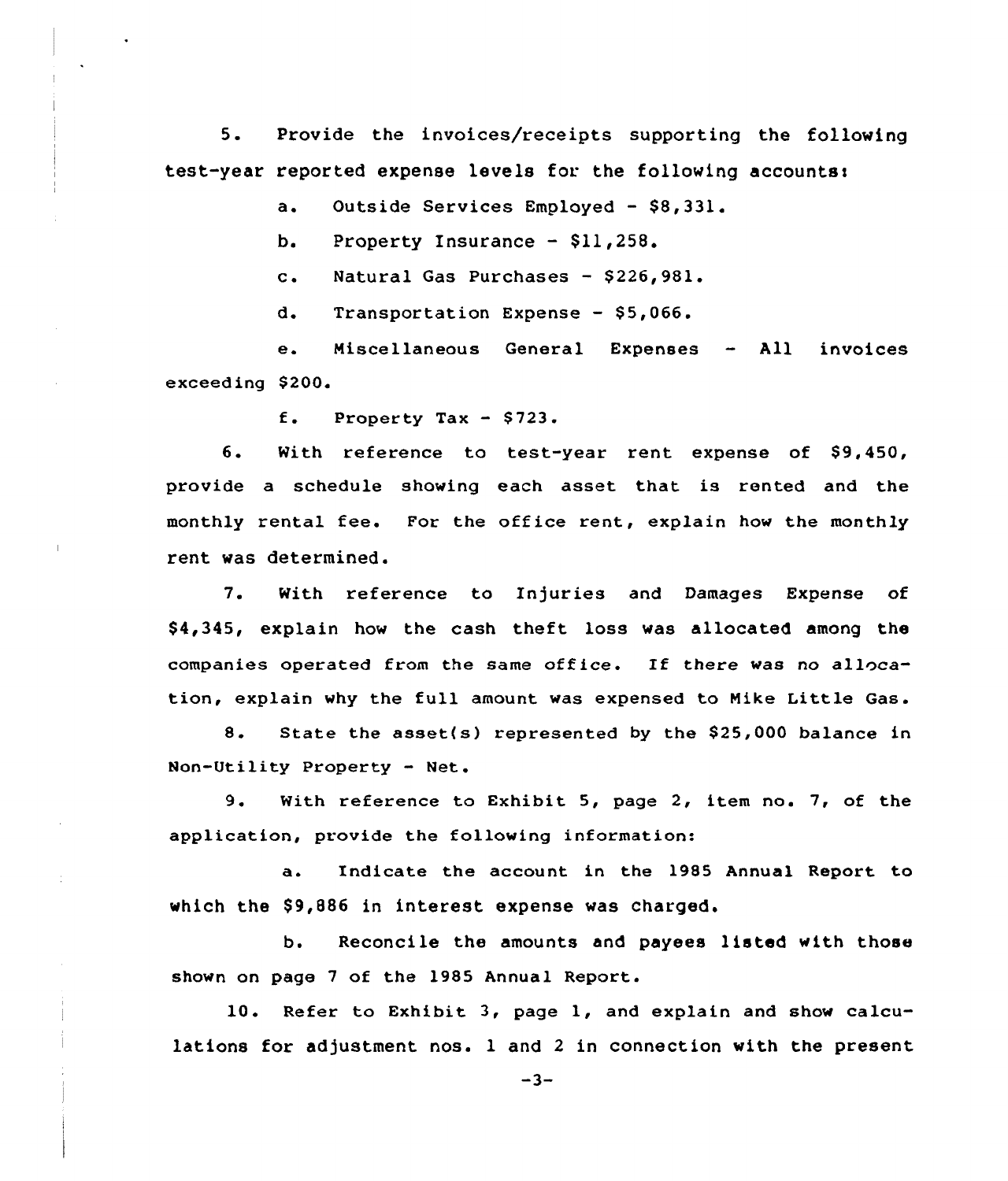5. Provide the invoices/receipts supporting the following test-year reported expense levels for the following accounts:

a. Outside Services Employed - $8,331.

b. Property Insurance - $11,258.

c. Natural Gas Purchases - $226,981.

d. Transportation Expense - $5,066.

e. Miscellaneous General Expenses - All invoices exceeding $200.

f. Property Tax - $723.

6. With reference to test-year rent expense of $9,450, provide a schedule showing each asset that is rented and the monthly rental fee. For the office rent, explain how the monthly rent was determined.

7. With reference to Injuries and Damages Expense of $4,345, explain how the cash theft loss was allocated among the companies operated from the same office. If there was no allocation, explain why the full amount was expensed to Mike Little Gas.

8. State the asset(s) represented by the $25,000 balance in Non-Utility Property - Net.

9. With reference to Exhibit 5, page 2, item no. 7, of the application, provide the following information:

a. Indicate the account in the 1985 Annual Report to which the $9,886 in interest expense was charged.

b. Reconcile the amounts and payees listed with those shown on page 7 of the 1985 Annual Report.

10. Refer to Exhibit 3, page 1, and explain and show calculations for adjustment nos. 1 and 2 in connection with the present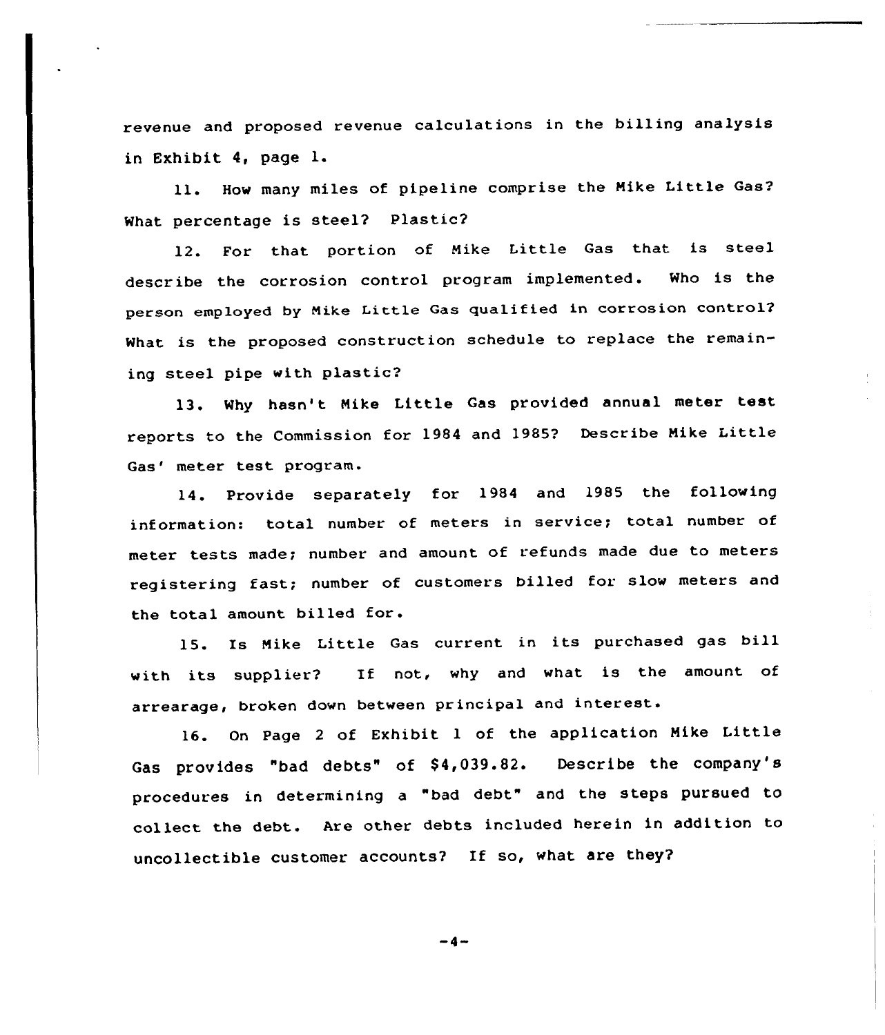revenue and proposed revenue calculations in the billing analysis in Exhibit 4, page 1.

11. How many miles of pipeline comprise the Mike Little Gas? What percentage is steel? Plastic?

12. For that portion of Mike Little Gas that is steel describe the corrosion control program implemented. Who is the person employed by Mike Little Gas qualified in corrosion control? What is the proposed construction schedule to replace the remaining steel pipe with plastic?

13. Why hasn't Mike Little Gas provided annual meter test reports to the Commission for 1984 and 1985? Describe Mike Little Gas' meter test program.

14. Provide separately for 1984 and 1985 the following information: total number of meters in service; total number of meter tests made; number and amount of refunds made due to meters registering fast; number of customers billed for slow meters and the total amount billed for.

15. Is Mike Little Gas current in its purchased gas bill with its supplier? If not, why and what is the amount of arrearage, broken down between principal and interest.

16. On Page 2 of Exhibit 1 of the application Mike Little Gas provides "bad debts" of $4,039.82. Describe the company's procedures in determining a "bad debt" and the steps pursued to collect the debt. Are other debts included herein in addition to uncollectible customer accounts? If so, what are they?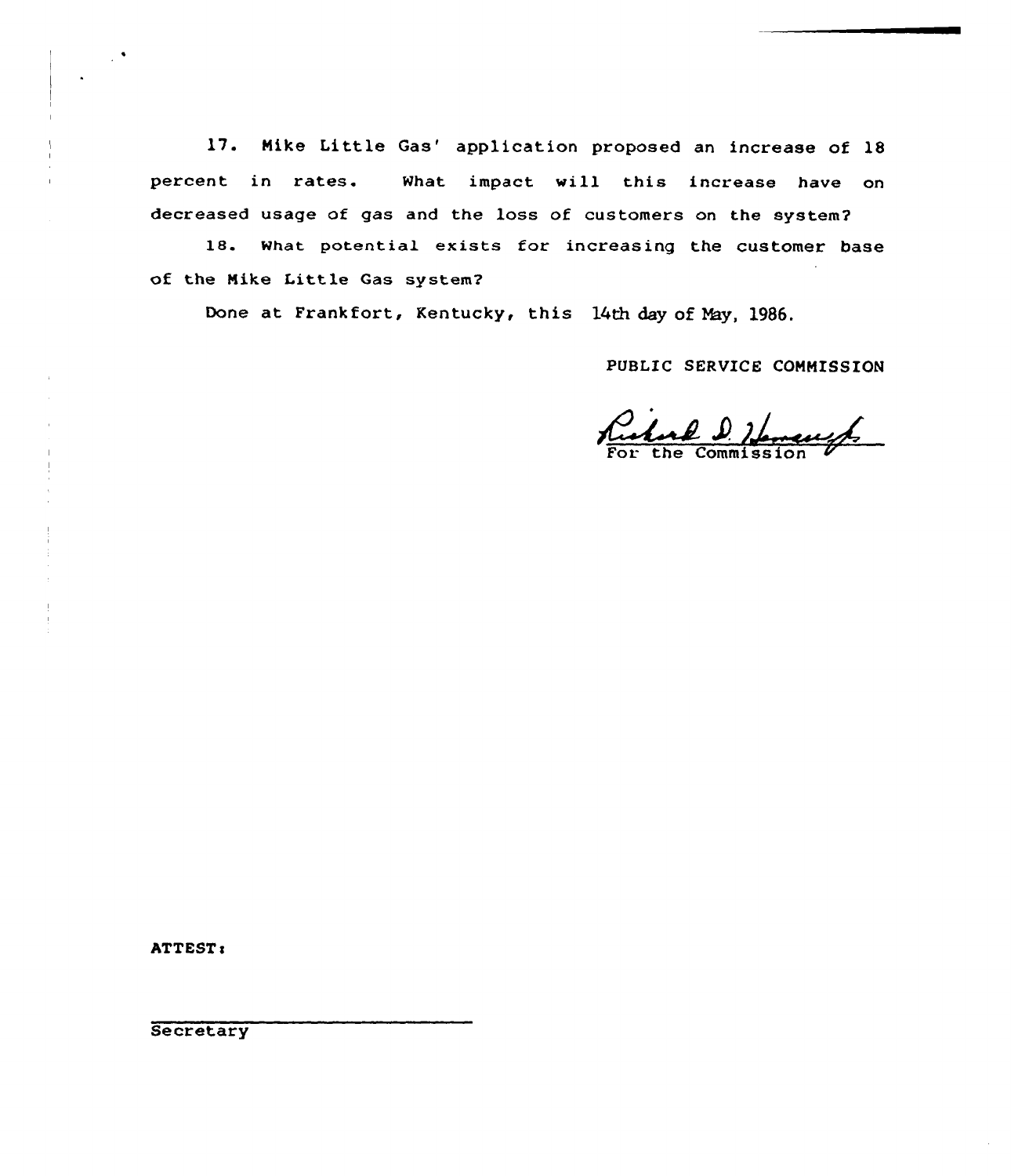17. Mike Little Gas' application proposed an increase of 18 percent in rates. What impact will this increase have on decreased usage of gas and the loss of customers on the system?

18. What potential exists for increasing the customer base of the Mike Little Gas system?

Done at Frankfort, Kentucky, this 14th day of May, 1986.

PUBLIC SERVICE COMMISSION

Richard D. Heman Jr.
For the Commission

ATTEST:

Secretary